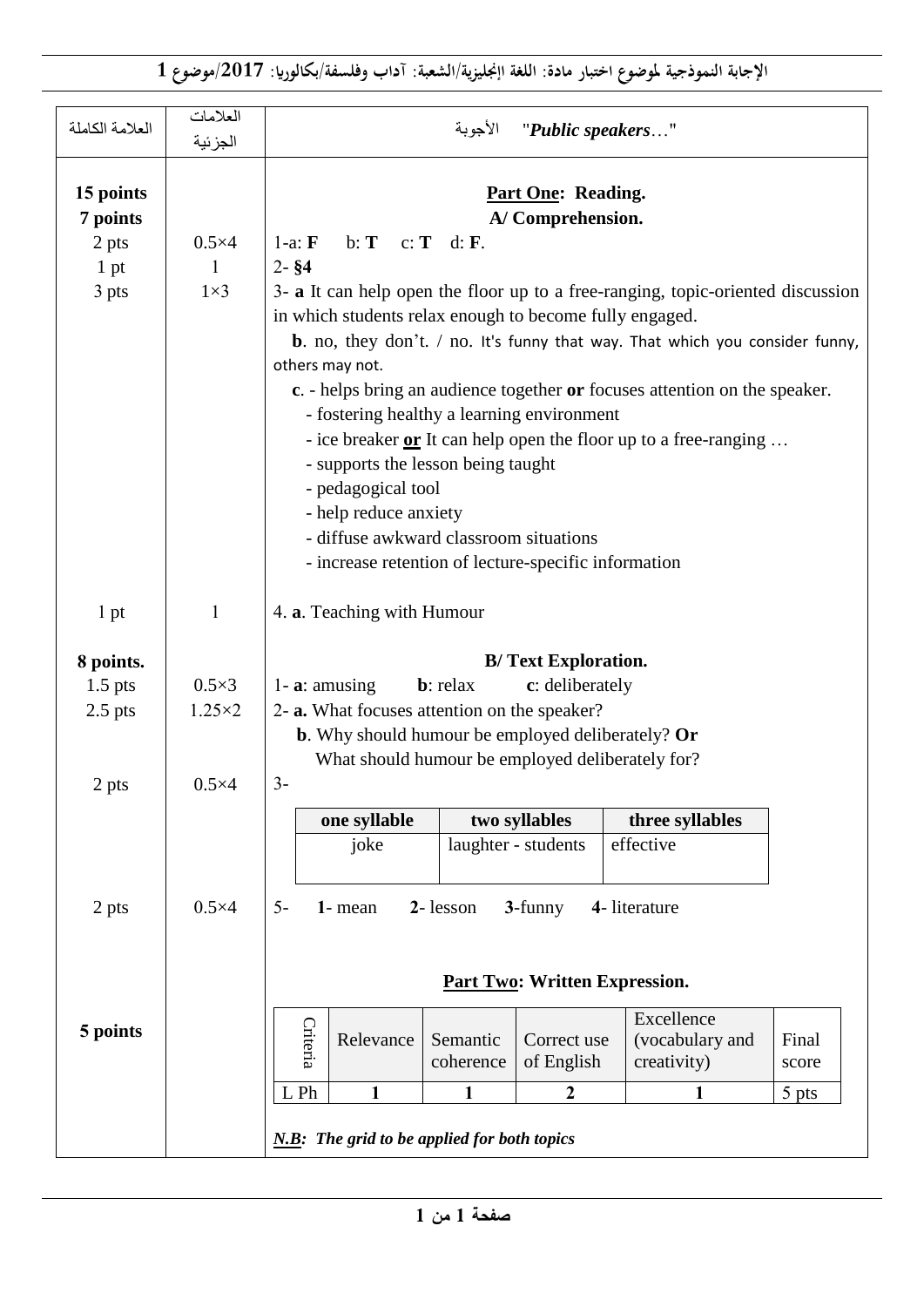# الإجابة النموذجية لموضوع اختبار مادة: اللغة الإنجليزية/الشعبة: آداب وفلسفة/بكالوريا: 2017/موضوع 1

| العلامة الكاملة | العلامات الجزئية | الأجوبة "*Public speakers*…" |
|---|---|---|
| **15 points** | | **Part One: Reading.** |
| **7 points** | | **A/ Comprehension.** |
| 2 pts | 0.5×4 | 1-a: **F** b: **T** c: **T** d: **F**. |
| 1 pt | 1 | 2- **§4** |
| 3 pts | 1×3 | 3- **a** It can help open the floor up to a free-ranging, topic-oriented discussion in which students relax enough to become fully engaged. |
| | | **b**. no, they don't. / no. It's funny that way. That which you consider funny, others may not. |
| | | **c**. - helps bring an audience together **or** focuses attention on the speaker.<br>- fostering healthy a learning environment<br>- ice breaker **or** It can help open the floor up to a free-ranging …<br>- supports the lesson being taught<br>- pedagogical tool<br>- help reduce anxiety<br>- diffuse awkward classroom situations<br>- increase retention of lecture-specific information |
| 1 pt | 1 | 4. **a**. Teaching with Humour |
| **8 points.** | | **B/ Text Exploration.** |
| 1.5 pts | 0.5×3 | 1- **a**: amusing **b**: relax **c**: deliberately |
| 2.5 pts | 1.25×2 | 2- **a.** What focuses attention on the speaker?<br>**b**. Why should humour be employed deliberately? **Or** What should humour be employed deliberately for? |
| 2 pts | 0.5×4 | 3- (see table below) |
| 2 pts | 0.5×4 | 5- **1**- mean **2**- lesson **3**-funny **4**- literature |
| | | **Part Two: Written Expression.** |
| **5 points** | | (see grid below) |

3-

| one syllable | two syllables | three syllables |
|---|---|---|
| joke | laughter - students | effective |

**Part Two: Written Expression.**

| Criteria | Relevance | Semantic coherence | Correct use of English | Excellence (vocabulary and creativity) | Final score |
|---|---|---|---|---|---|
| L Ph | 1 | 1 | 2 | 1 | 5 pts |

***N.B**: The grid to be applied for both topics*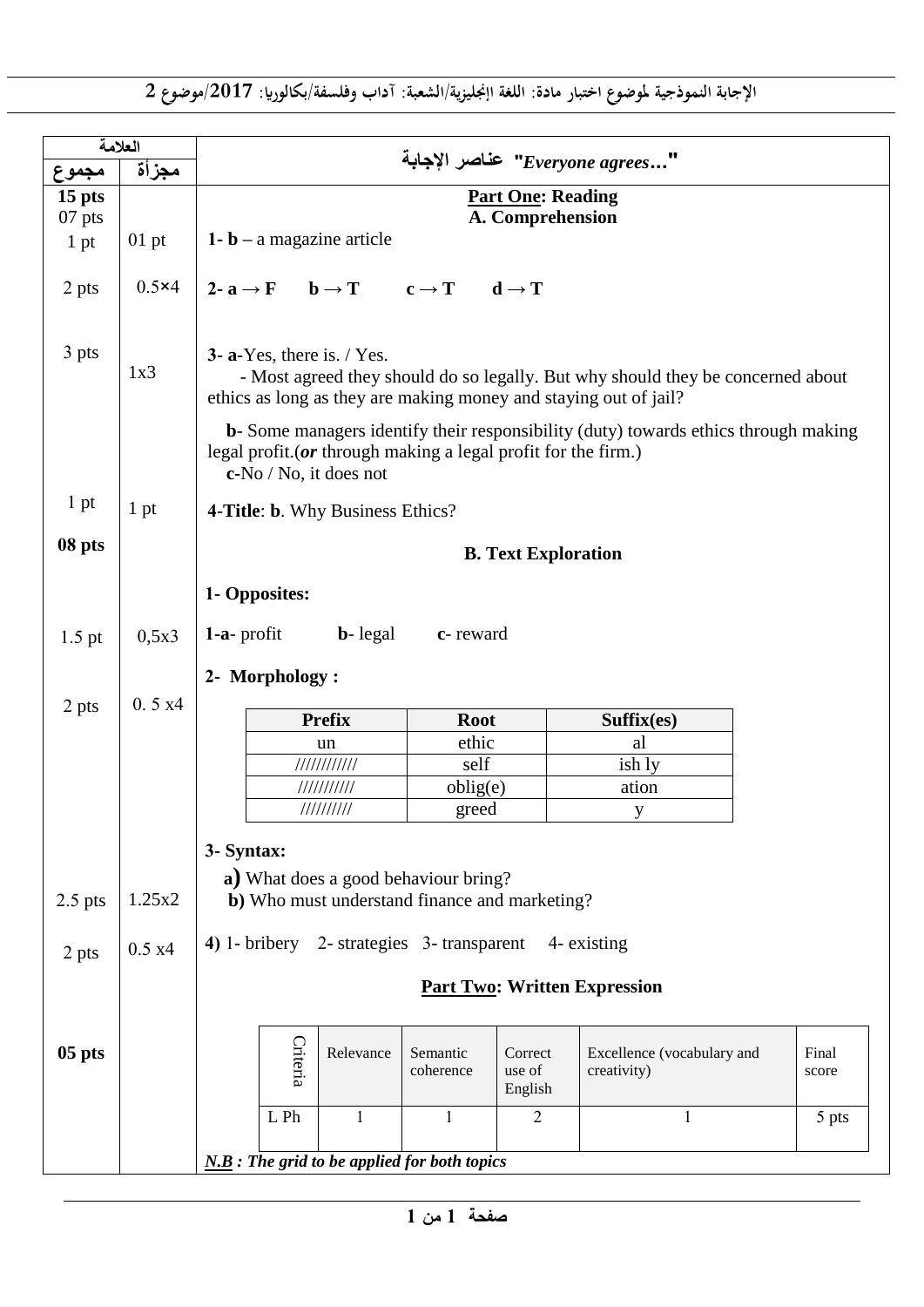# الإجابة النموذجية لموضوع اختبار مادة: اللغة الإنجليزية/الشعبة: آداب وفلسفة/بكالوريا: 2017/موضوع 2

| العلامة | | عناصر الإجابة "*Everyone agrees…*" |
|---|---|---|
| **مجموع** | **مجزأة** | |
| **15 pts** | | **Part One: Reading** |
| 07 pts | | **A. Comprehension** |
| 1 pt | 01 pt | **1- b** – a magazine article |
| 2 pts | 0.5×4 | **2- a → F  b → T  c → T  d → T** |
| 3 pts | 1x3 | **3- a**-Yes, there is. / Yes. - Most agreed they should do so legally. But why should they be concerned about ethics as long as they are making money and staying out of jail? **b**- Some managers identify their responsibility (duty) towards ethics through making legal profit.(***or*** through making a legal profit for the firm.) **c**-No / No, it does not |
| 1 pt | 1 pt | **4-Title**: **b**. Why Business Ethics? |
| **08 pts** | | **B. Text Exploration** |
| | | **1- Opposites:** |
| 1.5 pt | 0,5x3 | **1-a**- profit  **b**- legal  **c**- reward |
| | | **2- Morphology :** |
| 2 pts | 0. 5 x4 | (see table below) |
| | | **3- Syntax:** |
| 2.5 pts | 1.25x2 | **a)** What does a good behaviour bring? **b)** Who must understand finance and marketing? |
| 2 pts | 0.5 x4 | **4)** 1- bribery  2- strategies  3- transparent  4- existing |
| | | **Part Two: Written Expression** |
| **05 pts** | | (see grid below) |

**2- Morphology:**

| Prefix | Root | Suffix(es) |
|---|---|---|
| un | ethic | al |
| /////////// | self | ish ly |
| ////////// | oblig(e) | ation |
| ///////// | greed | y |

| Criteria | Relevance | Semantic coherence | Correct use of English | Excellence (vocabulary and creativity) | Final score |
|---|---|---|---|---|---|
| L Ph | 1 | 1 | 2 | 1 | 5 pts |

***N.B** : The grid to be applied for both topics*